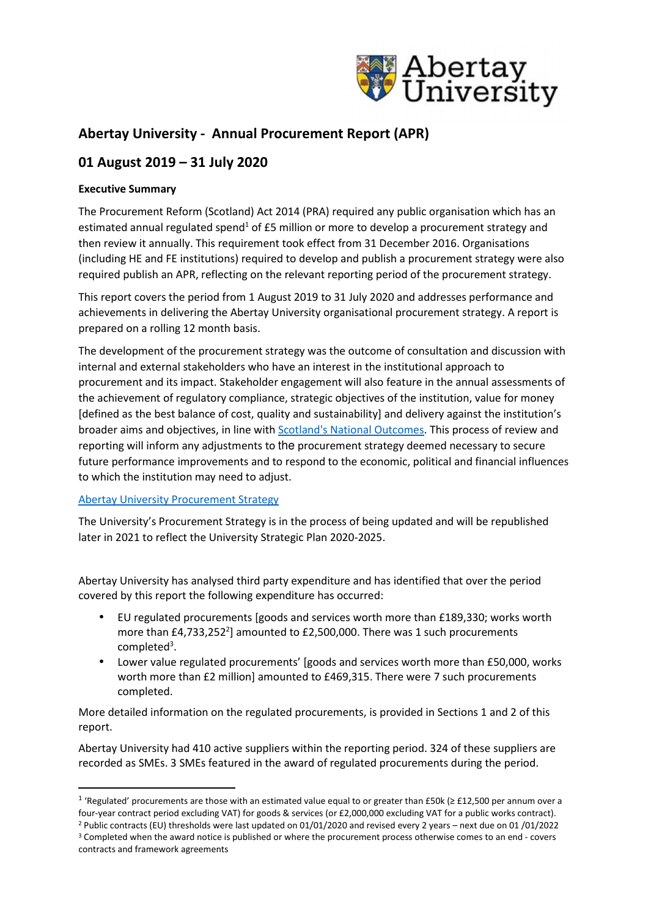# Abertay University - Annual Procurement Report (APR)

## 01 August 2019 – 31 July 2020

**Executive Summary**

The Procurement Reform (Scotland) Act 2014 (PRA) required any public organisation which has an estimated annual regulated spend[1] of £5 million or more to develop a procurement strategy and then review it annually. This requirement took effect from 31 December 2016. Organisations (including HE and FE institutions) required to develop and publish a procurement strategy were also required publish an APR, reflecting on the relevant reporting period of the procurement strategy.

This report covers the period from 1 August 2019 to 31 July 2020 and addresses performance and achievements in delivering the Abertay University organisational procurement strategy. A report is prepared on a rolling 12 month basis.

The development of the procurement strategy was the outcome of consultation and discussion with internal and external stakeholders who have an interest in the institutional approach to procurement and its impact. Stakeholder engagement will also feature in the annual assessments of the achievement of regulatory compliance, strategic objectives of the institution, value for money [defined as the best balance of cost, quality and sustainability] and delivery against the institution's broader aims and objectives, in line with Scotland's National Outcomes. This process of review and reporting will inform any adjustments to the procurement strategy deemed necessary to secure future performance improvements and to respond to the economic, political and financial influences to which the institution may need to adjust.

Abertay University Procurement Strategy

The University's Procurement Strategy is in the process of being updated and will be republished later in 2021 to reflect the University Strategic Plan 2020-2025.

Abertay University has analysed third party expenditure and has identified that over the period covered by this report the following expenditure has occurred:

- EU regulated procurements [goods and services worth more than £189,330; works worth more than £4,733,252[2]] amounted to £2,500,000. There was 1 such procurements completed[3].
- Lower value regulated procurements' [goods and services worth more than £50,000, works worth more than £2 million] amounted to £469,315. There were 7 such procurements completed.

More detailed information on the regulated procurements, is provided in Sections 1 and 2 of this report.

Abertay University had 410 active suppliers within the reporting period. 324 of these suppliers are recorded as SMEs. 3 SMEs featured in the award of regulated procurements during the period.

---

[1] 'Regulated' procurements are those with an estimated value equal to or greater than £50k (≥ £12,500 per annum over a four-year contract period excluding VAT) for goods & services (or £2,000,000 excluding VAT for a public works contract).

[2] Public contracts (EU) thresholds were last updated on 01/01/2020 and revised every 2 years – next due on 01 /01/2022

[3] Completed when the award notice is published or where the procurement process otherwise comes to an end - covers contracts and framework agreements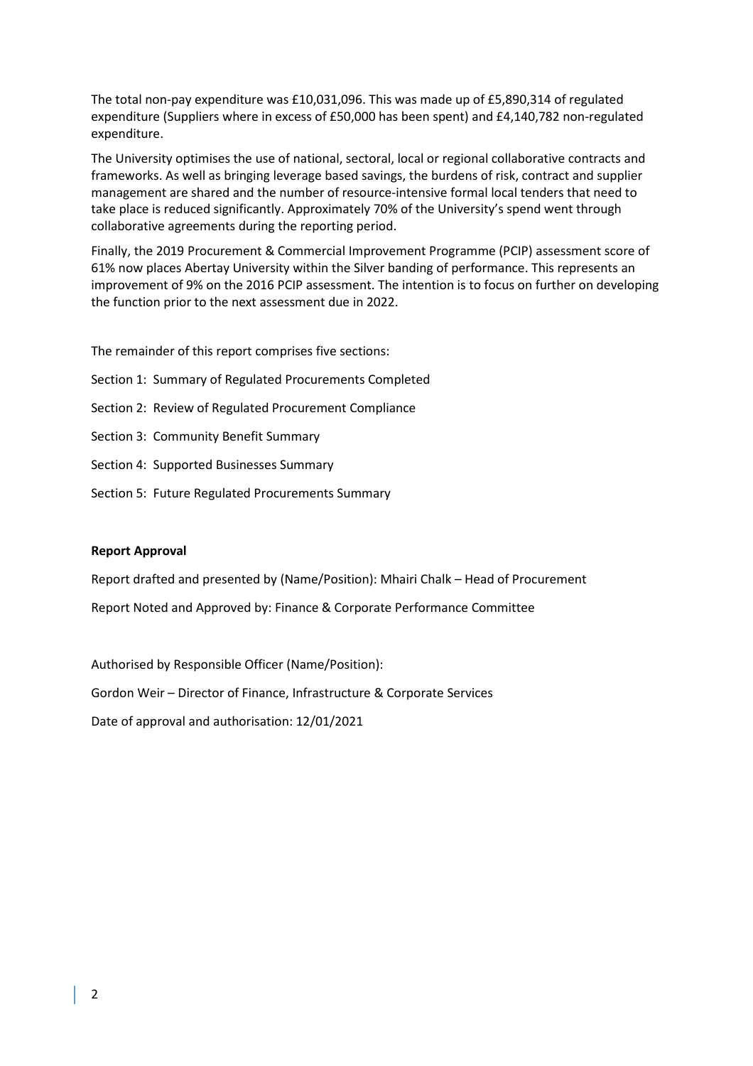The total non-pay expenditure was £10,031,096. This was made up of £5,890,314 of regulated expenditure (Suppliers where in excess of £50,000 has been spent) and £4,140,782 non-regulated expenditure.

The University optimises the use of national, sectoral, local or regional collaborative contracts and frameworks. As well as bringing leverage based savings, the burdens of risk, contract and supplier management are shared and the number of resource-intensive formal local tenders that need to take place is reduced significantly. Approximately 70% of the University's spend went through collaborative agreements during the reporting period.

Finally, the 2019 Procurement & Commercial Improvement Programme (PCIP) assessment score of 61% now places Abertay University within the Silver banding of performance. This represents an improvement of 9% on the 2016 PCIP assessment. The intention is to focus on further on developing the function prior to the next assessment due in 2022.

The remainder of this report comprises five sections:

Section 1: Summary of Regulated Procurements Completed

Section 2: Review of Regulated Procurement Compliance

Section 3: Community Benefit Summary

Section 4: Supported Businesses Summary

Section 5: Future Regulated Procurements Summary

**Report Approval**

Report drafted and presented by (Name/Position): Mhairi Chalk – Head of Procurement

Report Noted and Approved by: Finance & Corporate Performance Committee

Authorised by Responsible Officer (Name/Position):

Gordon Weir – Director of Finance, Infrastructure & Corporate Services

Date of approval and authorisation: 12/01/2021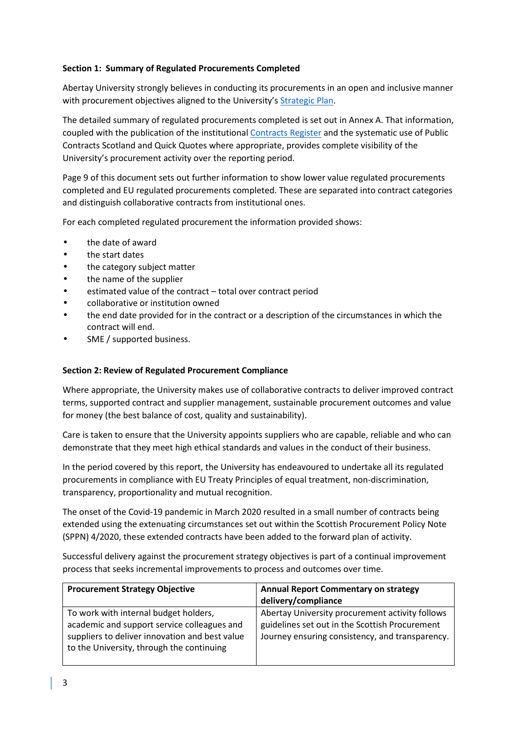**Section 1: Summary of Regulated Procurements Completed**

Abertay University strongly believes in conducting its procurements in an open and inclusive manner with procurement objectives aligned to the University's Strategic Plan.

The detailed summary of regulated procurements completed is set out in Annex A. That information, coupled with the publication of the institutional Contracts Register and the systematic use of Public Contracts Scotland and Quick Quotes where appropriate, provides complete visibility of the University's procurement activity over the reporting period.

Page 9 of this document sets out further information to show lower value regulated procurements completed and EU regulated procurements completed. These are separated into contract categories and distinguish collaborative contracts from institutional ones.

For each completed regulated procurement the information provided shows:

- the date of award
- the start dates
- the category subject matter
- the name of the supplier
- estimated value of the contract – total over contract period
- collaborative or institution owned
- the end date provided for in the contract or a description of the circumstances in which the contract will end.
- SME / supported business.

**Section 2: Review of Regulated Procurement Compliance**

Where appropriate, the University makes use of collaborative contracts to deliver improved contract terms, supported contract and supplier management, sustainable procurement outcomes and value for money (the best balance of cost, quality and sustainability).

Care is taken to ensure that the University appoints suppliers who are capable, reliable and who can demonstrate that they meet high ethical standards and values in the conduct of their business.

In the period covered by this report, the University has endeavoured to undertake all its regulated procurements in compliance with EU Treaty Principles of equal treatment, non-discrimination, transparency, proportionality and mutual recognition.

The onset of the Covid-19 pandemic in March 2020 resulted in a small number of contracts being extended using the extenuating circumstances set out within the Scottish Procurement Policy Note (SPPN) 4/2020, these extended contracts have been added to the forward plan of activity.

Successful delivery against the procurement strategy objectives is part of a continual improvement process that seeks incremental improvements to process and outcomes over time.

| Procurement Strategy Objective | Annual Report Commentary on strategy delivery/compliance |
|---|---|
| To work with internal budget holders, academic and support service colleagues and suppliers to deliver innovation and best value to the University, through the continuing | Abertay University procurement activity follows guidelines set out in the Scottish Procurement Journey ensuring consistency, and transparency. |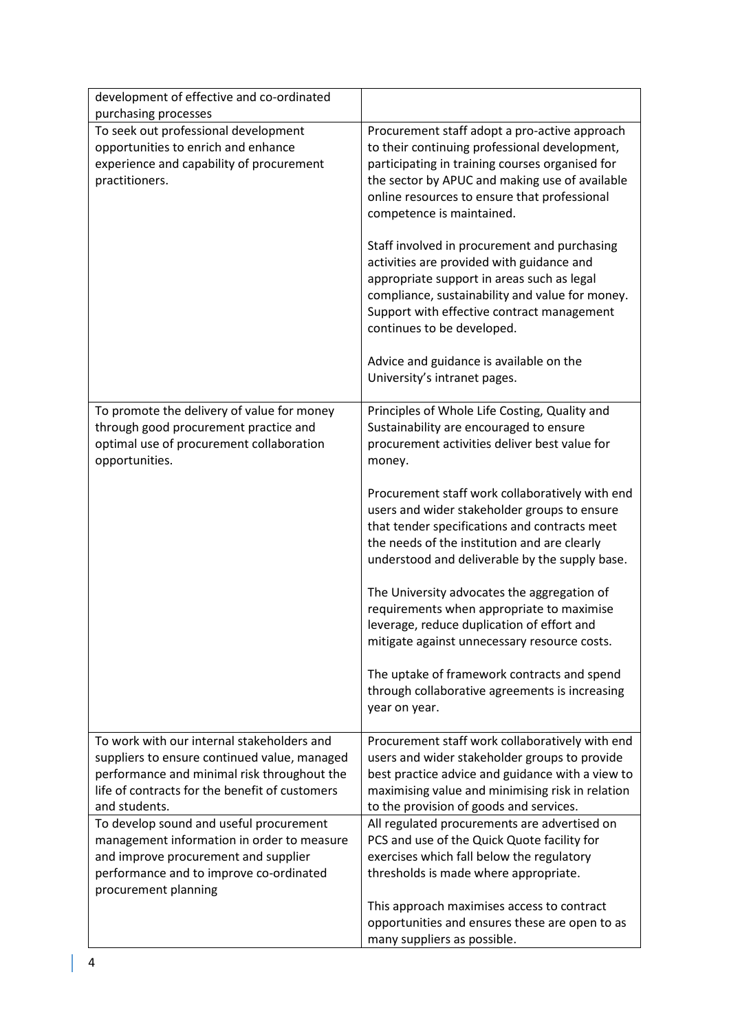| | |
|---|---|
| development of effective and co-ordinated purchasing processes | |
| To seek out professional development opportunities to enrich and enhance experience and capability of procurement practitioners. | Procurement staff adopt a pro-active approach to their continuing professional development, participating in training courses organised for the sector by APUC and making use of available online resources to ensure that professional competence is maintained.<br><br>Staff involved in procurement and purchasing activities are provided with guidance and appropriate support in areas such as legal compliance, sustainability and value for money. Support with effective contract management continues to be developed.<br><br>Advice and guidance is available on the University's intranet pages. |
| To promote the delivery of value for money through good procurement practice and optimal use of procurement collaboration opportunities. | Principles of Whole Life Costing, Quality and Sustainability are encouraged to ensure procurement activities deliver best value for money.<br><br>Procurement staff work collaboratively with end users and wider stakeholder groups to ensure that tender specifications and contracts meet the needs of the institution and are clearly understood and deliverable by the supply base.<br><br>The University advocates the aggregation of requirements when appropriate to maximise leverage, reduce duplication of effort and mitigate against unnecessary resource costs.<br><br>The uptake of framework contracts and spend through collaborative agreements is increasing year on year. |
| To work with our internal stakeholders and suppliers to ensure continued value, managed performance and minimal risk throughout the life of contracts for the benefit of customers and students. | Procurement staff work collaboratively with end users and wider stakeholder groups to provide best practice advice and guidance with a view to maximising value and minimising risk in relation to the provision of goods and services. |
| To develop sound and useful procurement management information in order to measure and improve procurement and supplier performance and to improve co-ordinated procurement planning | All regulated procurements are advertised on PCS and use of the Quick Quote facility for exercises which fall below the regulatory thresholds is made where appropriate.<br><br>This approach maximises access to contract opportunities and ensures these are open to as many suppliers as possible. |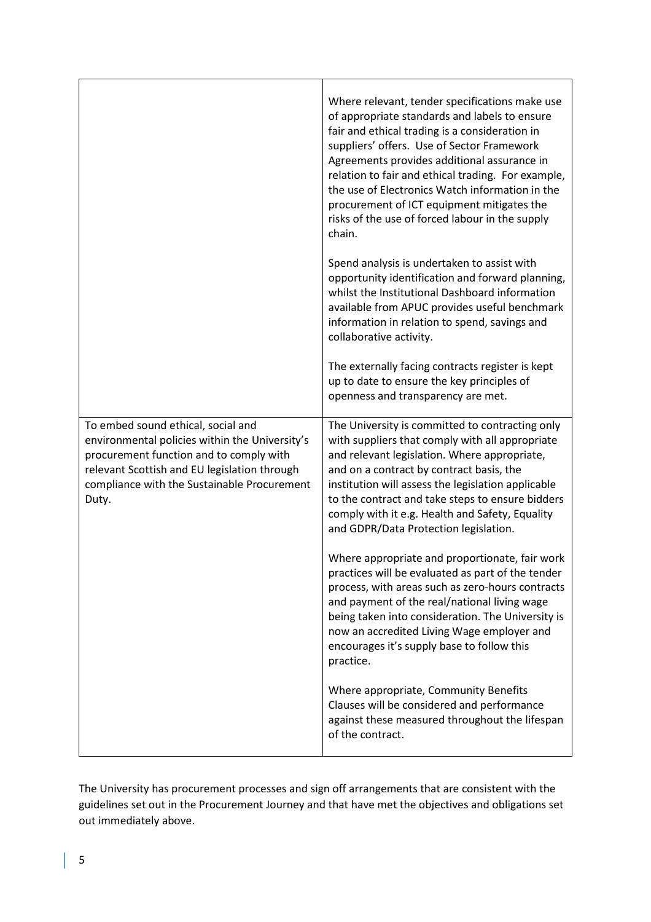| | |
|---|---|
| | Where relevant, tender specifications make use of appropriate standards and labels to ensure fair and ethical trading is a consideration in suppliers' offers. Use of Sector Framework Agreements provides additional assurance in relation to fair and ethical trading. For example, the use of Electronics Watch information in the procurement of ICT equipment mitigates the risks of the use of forced labour in the supply chain.<br><br>Spend analysis is undertaken to assist with opportunity identification and forward planning, whilst the Institutional Dashboard information available from APUC provides useful benchmark information in relation to spend, savings and collaborative activity.<br><br>The externally facing contracts register is kept up to date to ensure the key principles of openness and transparency are met. |
| To embed sound ethical, social and environmental policies within the University's procurement function and to comply with relevant Scottish and EU legislation through compliance with the Sustainable Procurement Duty. | The University is committed to contracting only with suppliers that comply with all appropriate and relevant legislation. Where appropriate, and on a contract by contract basis, the institution will assess the legislation applicable to the contract and take steps to ensure bidders comply with it e.g. Health and Safety, Equality and GDPR/Data Protection legislation.<br><br>Where appropriate and proportionate, fair work practices will be evaluated as part of the tender process, with areas such as zero-hours contracts and payment of the real/national living wage being taken into consideration. The University is now an accredited Living Wage employer and encourages it's supply base to follow this practice.<br><br>Where appropriate, Community Benefits Clauses will be considered and performance against these measured throughout the lifespan of the contract. |

The University has procurement processes and sign off arrangements that are consistent with the guidelines set out in the Procurement Journey and that have met the objectives and obligations set out immediately above.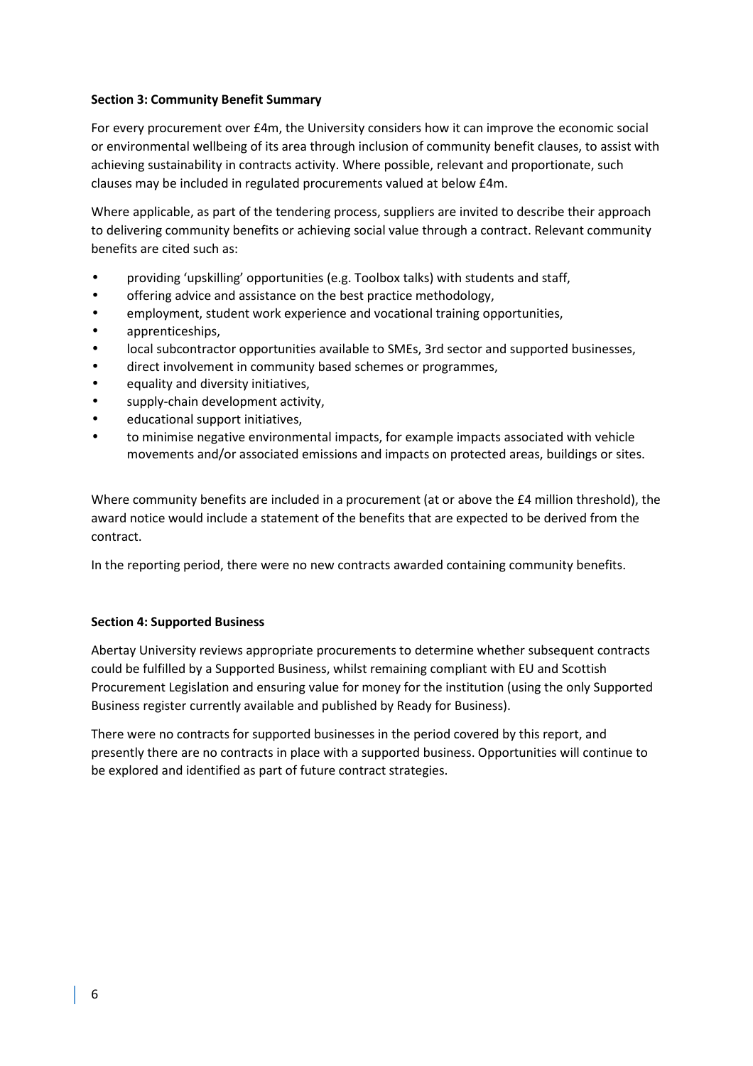**Section 3: Community Benefit Summary**

For every procurement over £4m, the University considers how it can improve the economic social or environmental wellbeing of its area through inclusion of community benefit clauses, to assist with achieving sustainability in contracts activity. Where possible, relevant and proportionate, such clauses may be included in regulated procurements valued at below £4m.

Where applicable, as part of the tendering process, suppliers are invited to describe their approach to delivering community benefits or achieving social value through a contract. Relevant community benefits are cited such as:

- providing 'upskilling' opportunities (e.g. Toolbox talks) with students and staff,
- offering advice and assistance on the best practice methodology,
- employment, student work experience and vocational training opportunities,
- apprenticeships,
- local subcontractor opportunities available to SMEs, 3rd sector and supported businesses,
- direct involvement in community based schemes or programmes,
- equality and diversity initiatives,
- supply-chain development activity,
- educational support initiatives,
- to minimise negative environmental impacts, for example impacts associated with vehicle movements and/or associated emissions and impacts on protected areas, buildings or sites.

Where community benefits are included in a procurement (at or above the £4 million threshold), the award notice would include a statement of the benefits that are expected to be derived from the contract.

In the reporting period, there were no new contracts awarded containing community benefits.

**Section 4: Supported Business**

Abertay University reviews appropriate procurements to determine whether subsequent contracts could be fulfilled by a Supported Business, whilst remaining compliant with EU and Scottish Procurement Legislation and ensuring value for money for the institution (using the only Supported Business register currently available and published by Ready for Business).

There were no contracts for supported businesses in the period covered by this report, and presently there are no contracts in place with a supported business. Opportunities will continue to be explored and identified as part of future contract strategies.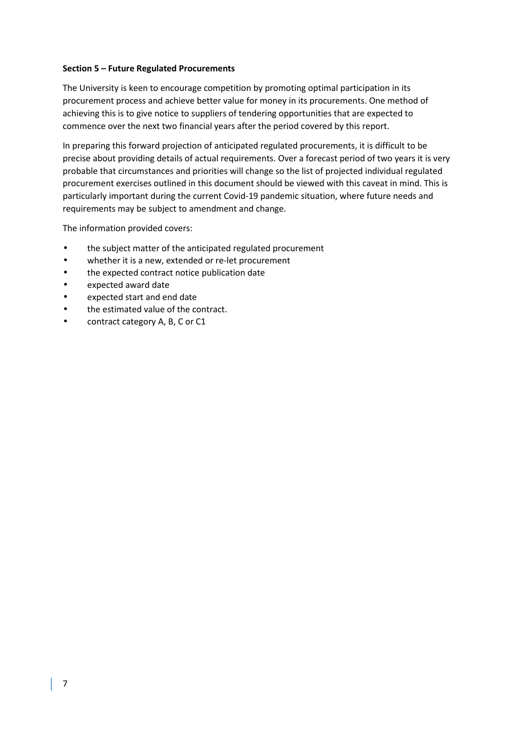**Section 5 – Future Regulated Procurements**

The University is keen to encourage competition by promoting optimal participation in its procurement process and achieve better value for money in its procurements. One method of achieving this is to give notice to suppliers of tendering opportunities that are expected to commence over the next two financial years after the period covered by this report.

In preparing this forward projection of anticipated regulated procurements, it is difficult to be precise about providing details of actual requirements. Over a forecast period of two years it is very probable that circumstances and priorities will change so the list of projected individual regulated procurement exercises outlined in this document should be viewed with this caveat in mind. This is particularly important during the current Covid-19 pandemic situation, where future needs and requirements may be subject to amendment and change.

The information provided covers:

- the subject matter of the anticipated regulated procurement
- whether it is a new, extended or re-let procurement
- the expected contract notice publication date
- expected award date
- expected start and end date
- the estimated value of the contract.
- contract category A, B, C or C1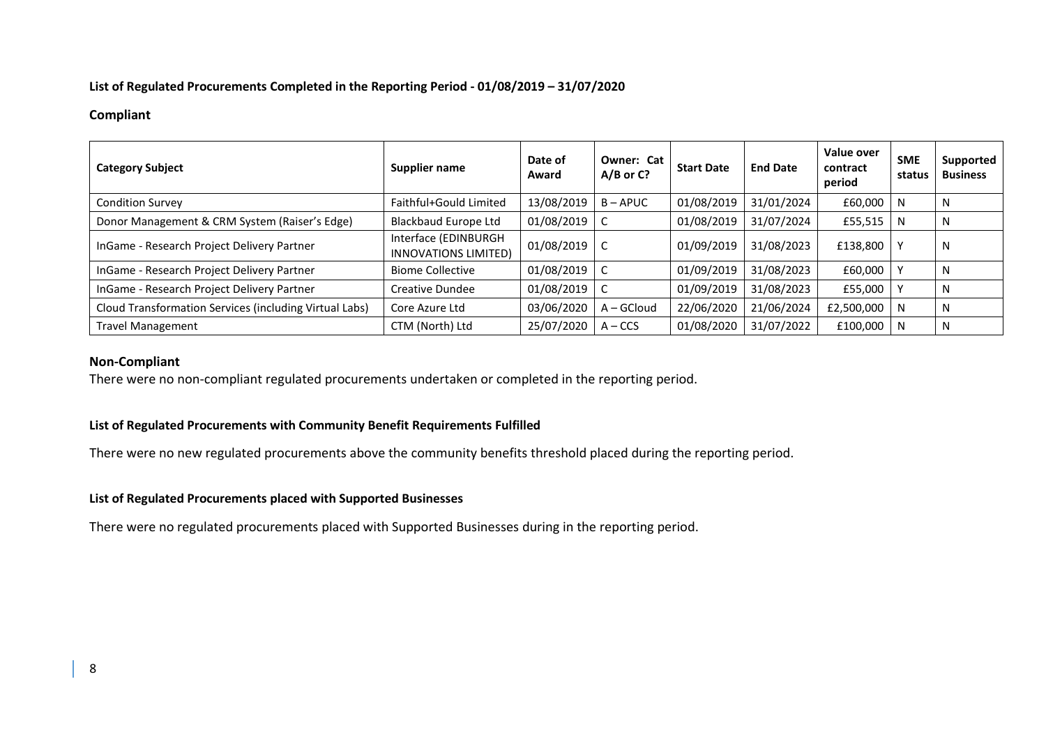**List of Regulated Procurements Completed in the Reporting Period - 01/08/2019 – 31/07/2020**

**Compliant**

| Category Subject | Supplier name | Date of Award | Owner: Cat A/B or C? | Start Date | End Date | Value over contract period | SME status | Supported Business |
|---|---|---|---|---|---|---|---|---|
| Condition Survey | Faithful+Gould Limited | 13/08/2019 | B – APUC | 01/08/2019 | 31/01/2024 | £60,000 | N | N |
| Donor Management & CRM System (Raiser's Edge) | Blackbaud Europe Ltd | 01/08/2019 | C | 01/08/2019 | 31/07/2024 | £55,515 | N | N |
| InGame - Research Project Delivery Partner | Interface (EDINBURGH INNOVATIONS LIMITED) | 01/08/2019 | C | 01/09/2019 | 31/08/2023 | £138,800 | Y | N |
| InGame - Research Project Delivery Partner | Biome Collective | 01/08/2019 | C | 01/09/2019 | 31/08/2023 | £60,000 | Y | N |
| InGame - Research Project Delivery Partner | Creative Dundee | 01/08/2019 | C | 01/09/2019 | 31/08/2023 | £55,000 | Y | N |
| Cloud Transformation Services (including Virtual Labs) | Core Azure Ltd | 03/06/2020 | A – GCloud | 22/06/2020 | 21/06/2024 | £2,500,000 | N | N |
| Travel Management | CTM (North) Ltd | 25/07/2020 | A – CCS | 01/08/2020 | 31/07/2022 | £100,000 | N | N |

**Non-Compliant**

There were no non-compliant regulated procurements undertaken or completed in the reporting period.

**List of Regulated Procurements with Community Benefit Requirements Fulfilled**

There were no new regulated procurements above the community benefits threshold placed during the reporting period.

**List of Regulated Procurements placed with Supported Businesses**

There were no regulated procurements placed with Supported Businesses during in the reporting period.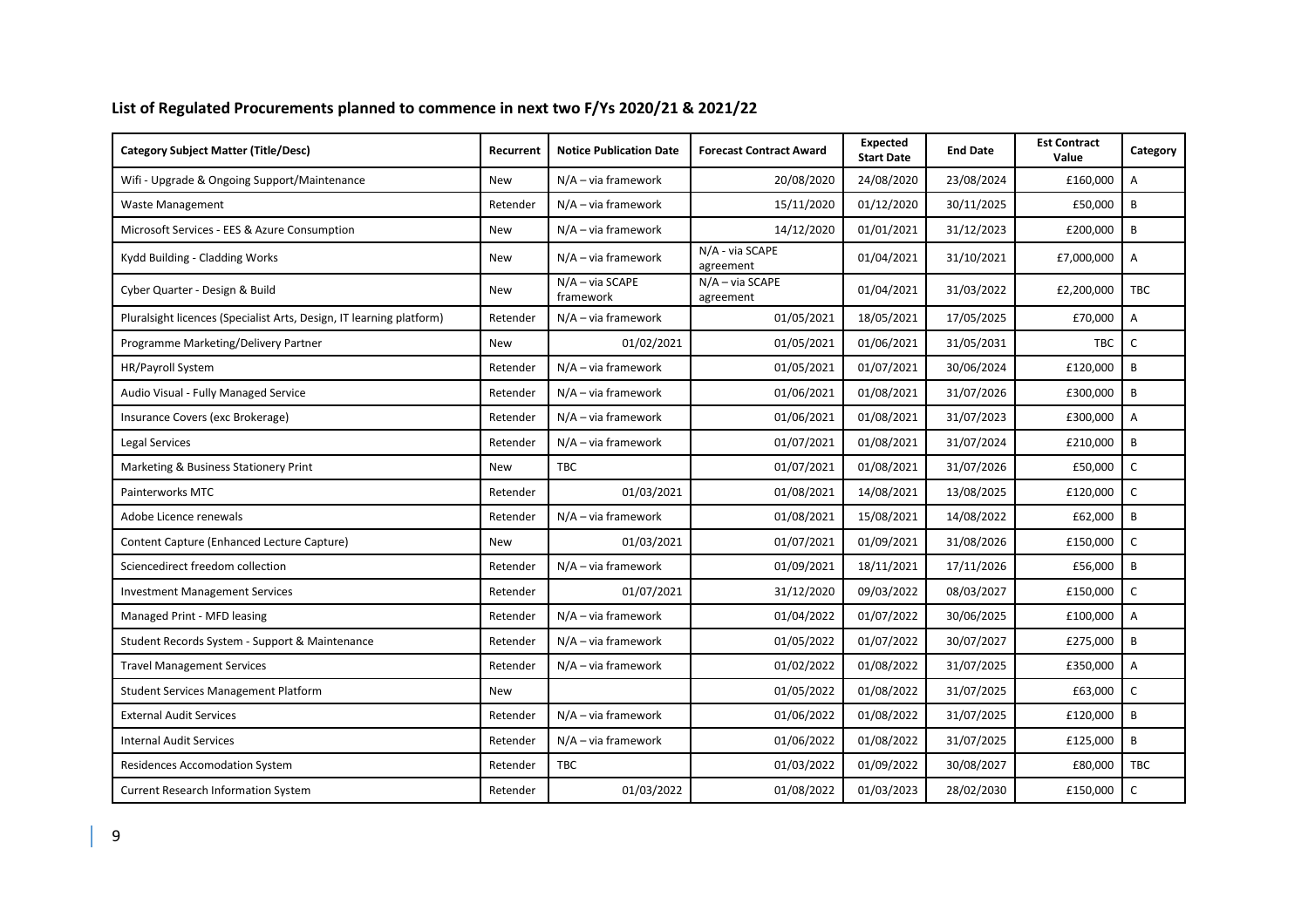## List of Regulated Procurements planned to commence in next two F/Ys 2020/21 & 2021/22

| Category Subject Matter (Title/Desc) | Recurrent | Notice Publication Date | Forecast Contract Award | Expected Start Date | End Date | Est Contract Value | Category |
|---|---|---|---|---|---|---|---|
| Wifi - Upgrade & Ongoing Support/Maintenance | New | N/A – via framework | 20/08/2020 | 24/08/2020 | 23/08/2024 | £160,000 | A |
| Waste Management | Retender | N/A – via framework | 15/11/2020 | 01/12/2020 | 30/11/2025 | £50,000 | B |
| Microsoft Services - EES & Azure Consumption | New | N/A – via framework | 14/12/2020 | 01/01/2021 | 31/12/2023 | £200,000 | B |
| Kydd Building - Cladding Works | New | N/A – via framework | N/A - via SCAPE agreement | 01/04/2021 | 31/10/2021 | £7,000,000 | A |
| Cyber Quarter - Design & Build | New | N/A – via SCAPE framework | N/A – via SCAPE agreement | 01/04/2021 | 31/03/2022 | £2,200,000 | TBC |
| Pluralsight licences (Specialist Arts, Design, IT learning platform) | Retender | N/A – via framework | 01/05/2021 | 18/05/2021 | 17/05/2025 | £70,000 | A |
| Programme Marketing/Delivery Partner | New | 01/02/2021 | 01/05/2021 | 01/06/2021 | 31/05/2031 | TBC | C |
| HR/Payroll System | Retender | N/A – via framework | 01/05/2021 | 01/07/2021 | 30/06/2024 | £120,000 | B |
| Audio Visual - Fully Managed Service | Retender | N/A – via framework | 01/06/2021 | 01/08/2021 | 31/07/2026 | £300,000 | B |
| Insurance Covers (exc Brokerage) | Retender | N/A – via framework | 01/06/2021 | 01/08/2021 | 31/07/2023 | £300,000 | A |
| Legal Services | Retender | N/A – via framework | 01/07/2021 | 01/08/2021 | 31/07/2024 | £210,000 | B |
| Marketing & Business Stationery Print | New | TBC | 01/07/2021 | 01/08/2021 | 31/07/2026 | £50,000 | C |
| Painterworks MTC | Retender | 01/03/2021 | 01/08/2021 | 14/08/2021 | 13/08/2025 | £120,000 | C |
| Adobe Licence renewals | Retender | N/A – via framework | 01/08/2021 | 15/08/2021 | 14/08/2022 | £62,000 | B |
| Content Capture (Enhanced Lecture Capture) | New | 01/03/2021 | 01/07/2021 | 01/09/2021 | 31/08/2026 | £150,000 | C |
| Sciencedirect freedom collection | Retender | N/A – via framework | 01/09/2021 | 18/11/2021 | 17/11/2026 | £56,000 | B |
| Investment Management Services | Retender | 01/07/2021 | 31/12/2020 | 09/03/2022 | 08/03/2027 | £150,000 | C |
| Managed Print - MFD leasing | Retender | N/A – via framework | 01/04/2022 | 01/07/2022 | 30/06/2025 | £100,000 | A |
| Student Records System - Support & Maintenance | Retender | N/A – via framework | 01/05/2022 | 01/07/2022 | 30/07/2027 | £275,000 | B |
| Travel Management Services | Retender | N/A – via framework | 01/02/2022 | 01/08/2022 | 31/07/2025 | £350,000 | A |
| Student Services Management Platform | New | | 01/05/2022 | 01/08/2022 | 31/07/2025 | £63,000 | C |
| External Audit Services | Retender | N/A – via framework | 01/06/2022 | 01/08/2022 | 31/07/2025 | £120,000 | B |
| Internal Audit Services | Retender | N/A – via framework | 01/06/2022 | 01/08/2022 | 31/07/2025 | £125,000 | B |
| Residences Accomodation System | Retender | TBC | 01/03/2022 | 01/09/2022 | 30/08/2027 | £80,000 | TBC |
| Current Research Information System | Retender | 01/03/2022 | 01/08/2022 | 01/03/2023 | 28/02/2030 | £150,000 | C |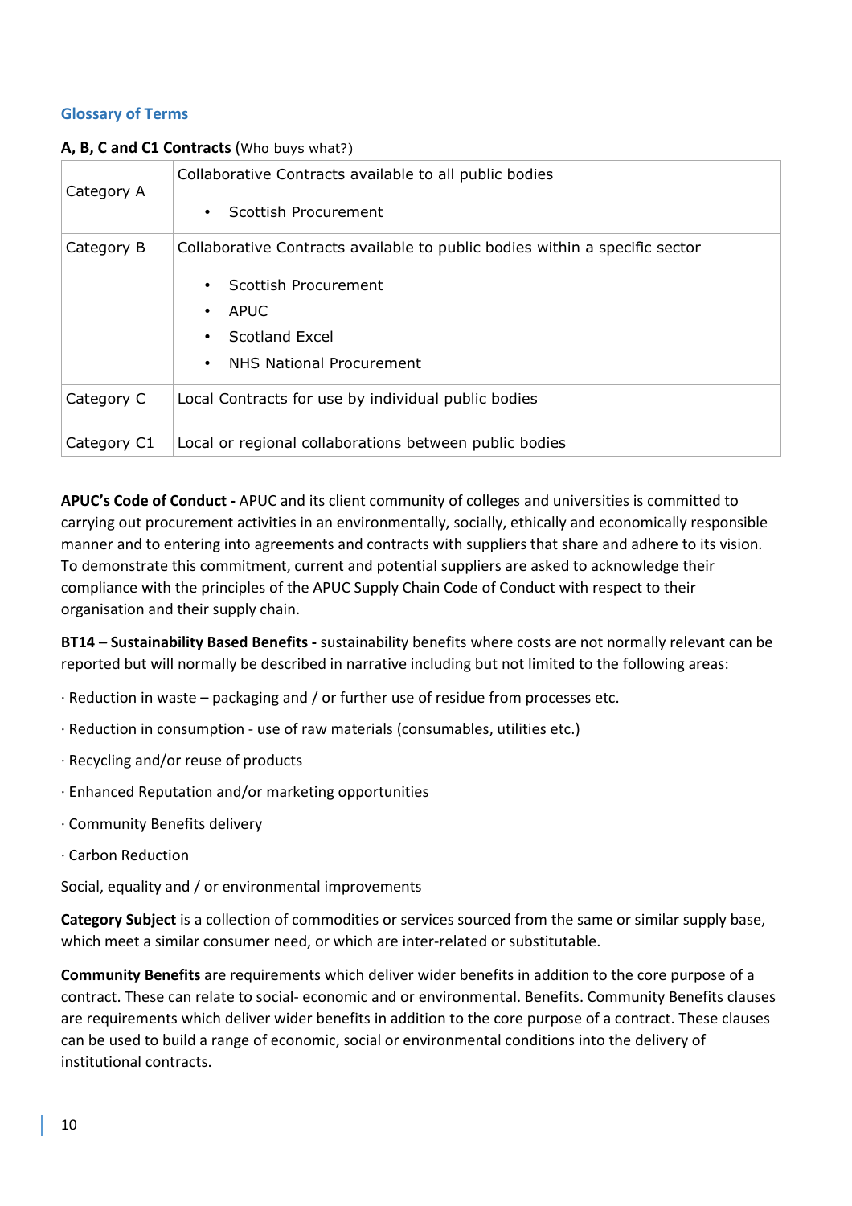## Glossary of Terms

**A, B, C and C1 Contracts** (Who buys what?)

| | |
|---|---|
| Category A | Collaborative Contracts available to all public bodies<br>• Scottish Procurement |
| Category B | Collaborative Contracts available to public bodies within a specific sector<br>• Scottish Procurement<br>• APUC<br>• Scotland Excel<br>• NHS National Procurement |
| Category C | Local Contracts for use by individual public bodies |
| Category C1 | Local or regional collaborations between public bodies |

**APUC's Code of Conduct -** APUC and its client community of colleges and universities is committed to carrying out procurement activities in an environmentally, socially, ethically and economically responsible manner and to entering into agreements and contracts with suppliers that share and adhere to its vision. To demonstrate this commitment, current and potential suppliers are asked to acknowledge their compliance with the principles of the APUC Supply Chain Code of Conduct with respect to their organisation and their supply chain.

**BT14 – Sustainability Based Benefits -** sustainability benefits where costs are not normally relevant can be reported but will normally be described in narrative including but not limited to the following areas:

· Reduction in waste – packaging and / or further use of residue from processes etc.

· Reduction in consumption - use of raw materials (consumables, utilities etc.)

· Recycling and/or reuse of products

· Enhanced Reputation and/or marketing opportunities

· Community Benefits delivery

· Carbon Reduction

Social, equality and / or environmental improvements

**Category Subject** is a collection of commodities or services sourced from the same or similar supply base, which meet a similar consumer need, or which are inter-related or substitutable.

**Community Benefits** are requirements which deliver wider benefits in addition to the core purpose of a contract. These can relate to social- economic and or environmental. Benefits. Community Benefits clauses are requirements which deliver wider benefits in addition to the core purpose of a contract. These clauses can be used to build a range of economic, social or environmental conditions into the delivery of institutional contracts.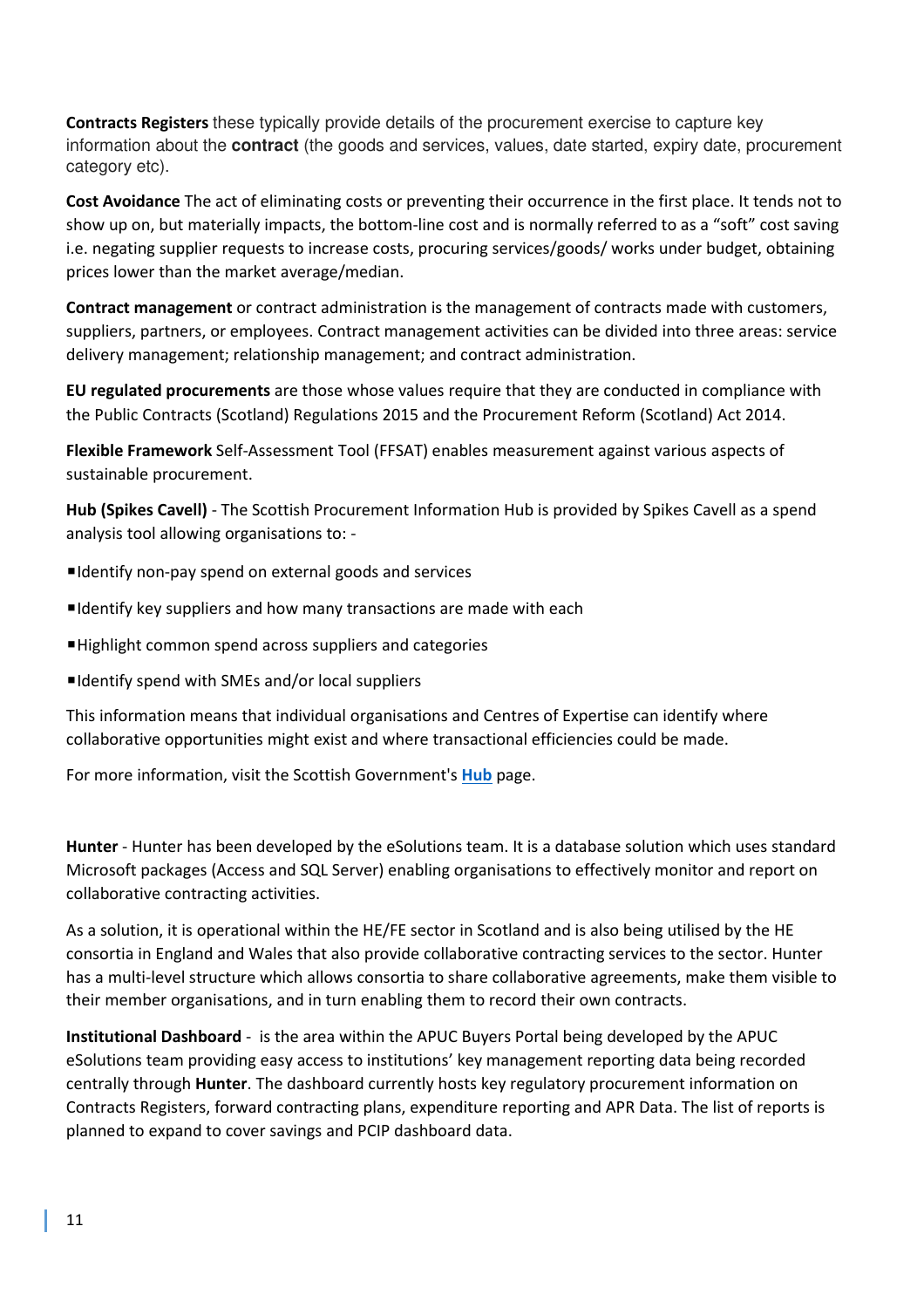**Contracts Registers** these typically provide details of the procurement exercise to capture key information about the **contract** (the goods and services, values, date started, expiry date, procurement category etc).

**Cost Avoidance** The act of eliminating costs or preventing their occurrence in the first place. It tends not to show up on, but materially impacts, the bottom-line cost and is normally referred to as a "soft" cost saving i.e. negating supplier requests to increase costs, procuring services/goods/ works under budget, obtaining prices lower than the market average/median.

**Contract management** or contract administration is the management of contracts made with customers, suppliers, partners, or employees. Contract management activities can be divided into three areas: service delivery management; relationship management; and contract administration.

**EU regulated procurements** are those whose values require that they are conducted in compliance with the Public Contracts (Scotland) Regulations 2015 and the Procurement Reform (Scotland) Act 2014.

**Flexible Framework** Self-Assessment Tool (FFSAT) enables measurement against various aspects of sustainable procurement.

**Hub (Spikes Cavell)** - The Scottish Procurement Information Hub is provided by Spikes Cavell as a spend analysis tool allowing organisations to: -

- Identify non-pay spend on external goods and services
- Identify key suppliers and how many transactions are made with each
- Highlight common spend across suppliers and categories
- Identify spend with SMEs and/or local suppliers

This information means that individual organisations and Centres of Expertise can identify where collaborative opportunities might exist and where transactional efficiencies could be made.

For more information, visit the Scottish Government's **Hub** page.

**Hunter** - Hunter has been developed by the eSolutions team. It is a database solution which uses standard Microsoft packages (Access and SQL Server) enabling organisations to effectively monitor and report on collaborative contracting activities.

As a solution, it is operational within the HE/FE sector in Scotland and is also being utilised by the HE consortia in England and Wales that also provide collaborative contracting services to the sector. Hunter has a multi-level structure which allows consortia to share collaborative agreements, make them visible to their member organisations, and in turn enabling them to record their own contracts.

**Institutional Dashboard** - is the area within the APUC Buyers Portal being developed by the APUC eSolutions team providing easy access to institutions' key management reporting data being recorded centrally through **Hunter**. The dashboard currently hosts key regulatory procurement information on Contracts Registers, forward contracting plans, expenditure reporting and APR Data. The list of reports is planned to expand to cover savings and PCIP dashboard data.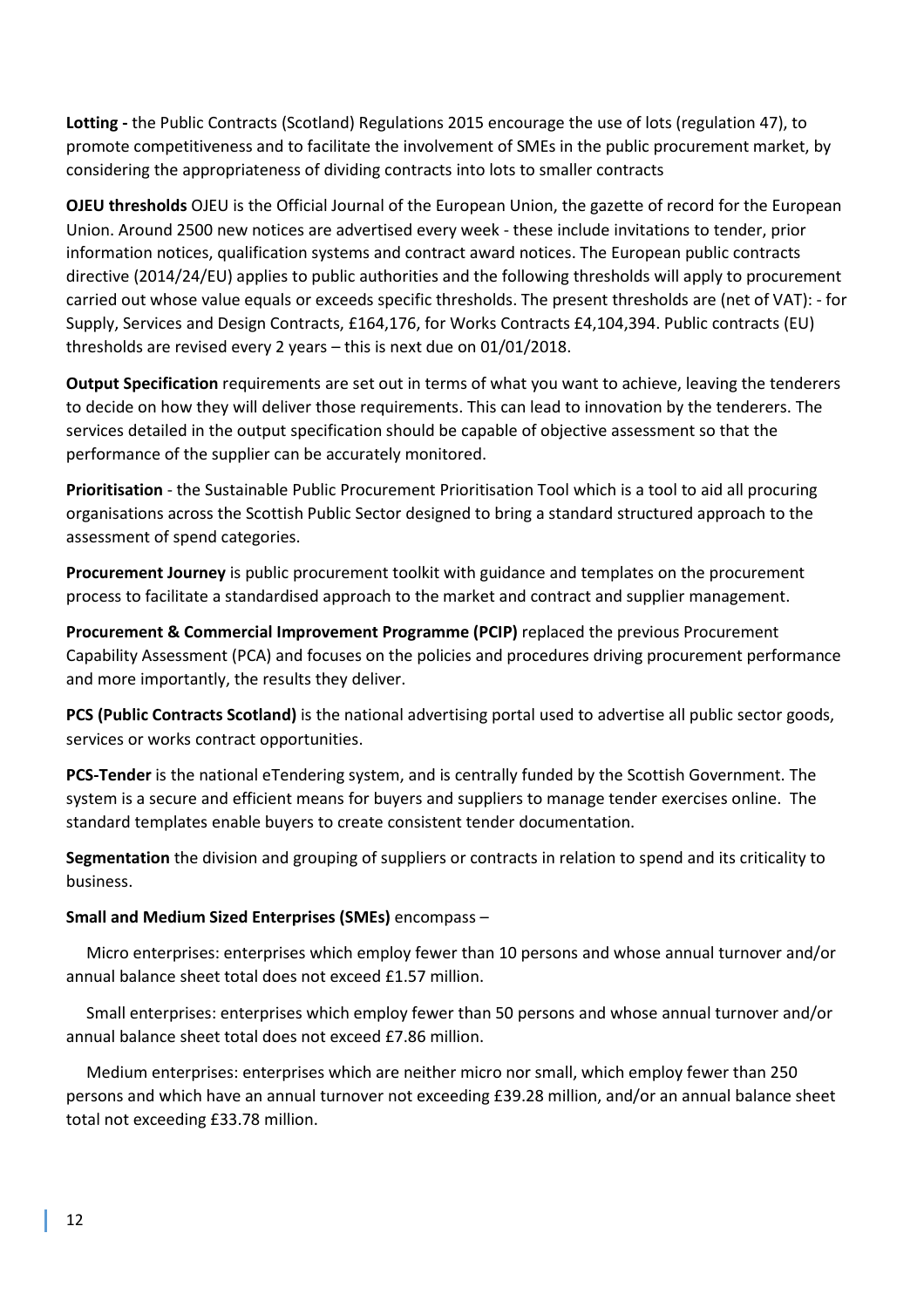**Lotting -** the Public Contracts (Scotland) Regulations 2015 encourage the use of lots (regulation 47), to promote competitiveness and to facilitate the involvement of SMEs in the public procurement market, by considering the appropriateness of dividing contracts into lots to smaller contracts

**OJEU thresholds** OJEU is the Official Journal of the European Union, the gazette of record for the European Union. Around 2500 new notices are advertised every week - these include invitations to tender, prior information notices, qualification systems and contract award notices. The European public contracts directive (2014/24/EU) applies to public authorities and the following thresholds will apply to procurement carried out whose value equals or exceeds specific thresholds. The present thresholds are (net of VAT): - for Supply, Services and Design Contracts, £164,176, for Works Contracts £4,104,394. Public contracts (EU) thresholds are revised every 2 years – this is next due on 01/01/2018.

**Output Specification** requirements are set out in terms of what you want to achieve, leaving the tenderers to decide on how they will deliver those requirements. This can lead to innovation by the tenderers. The services detailed in the output specification should be capable of objective assessment so that the performance of the supplier can be accurately monitored.

**Prioritisation** - the Sustainable Public Procurement Prioritisation Tool which is a tool to aid all procuring organisations across the Scottish Public Sector designed to bring a standard structured approach to the assessment of spend categories.

**Procurement Journey** is public procurement toolkit with guidance and templates on the procurement process to facilitate a standardised approach to the market and contract and supplier management.

**Procurement & Commercial Improvement Programme (PCIP)** replaced the previous Procurement Capability Assessment (PCA) and focuses on the policies and procedures driving procurement performance and more importantly, the results they deliver.

**PCS (Public Contracts Scotland)** is the national advertising portal used to advertise all public sector goods, services or works contract opportunities.

**PCS-Tender** is the national eTendering system, and is centrally funded by the Scottish Government. The system is a secure and efficient means for buyers and suppliers to manage tender exercises online. The standard templates enable buyers to create consistent tender documentation.

**Segmentation** the division and grouping of suppliers or contracts in relation to spend and its criticality to business.

**Small and Medium Sized Enterprises (SMEs)** encompass –

Micro enterprises: enterprises which employ fewer than 10 persons and whose annual turnover and/or annual balance sheet total does not exceed £1.57 million.

Small enterprises: enterprises which employ fewer than 50 persons and whose annual turnover and/or annual balance sheet total does not exceed £7.86 million.

Medium enterprises: enterprises which are neither micro nor small, which employ fewer than 250 persons and which have an annual turnover not exceeding £39.28 million, and/or an annual balance sheet total not exceeding £33.78 million.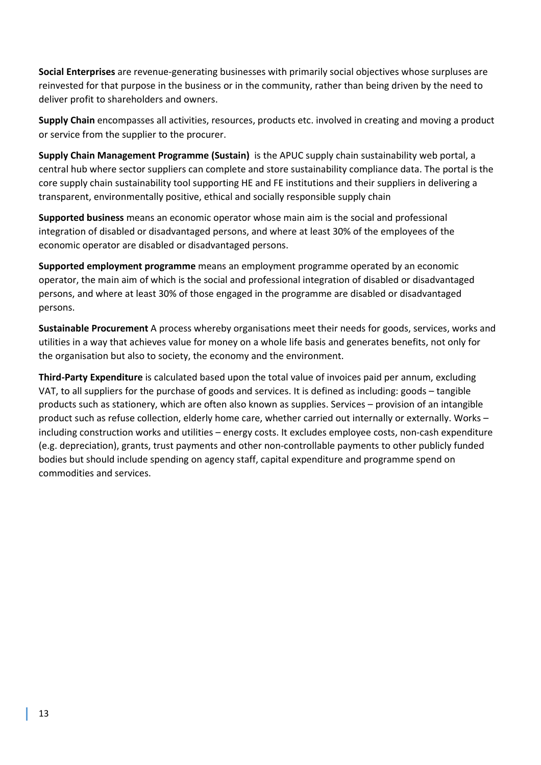**Social Enterprises** are revenue-generating businesses with primarily social objectives whose surpluses are reinvested for that purpose in the business or in the community, rather than being driven by the need to deliver profit to shareholders and owners.

**Supply Chain** encompasses all activities, resources, products etc. involved in creating and moving a product or service from the supplier to the procurer.

**Supply Chain Management Programme (Sustain)** is the APUC supply chain sustainability web portal, a central hub where sector suppliers can complete and store sustainability compliance data. The portal is the core supply chain sustainability tool supporting HE and FE institutions and their suppliers in delivering a transparent, environmentally positive, ethical and socially responsible supply chain

**Supported business** means an economic operator whose main aim is the social and professional integration of disabled or disadvantaged persons, and where at least 30% of the employees of the economic operator are disabled or disadvantaged persons.

**Supported employment programme** means an employment programme operated by an economic operator, the main aim of which is the social and professional integration of disabled or disadvantaged persons, and where at least 30% of those engaged in the programme are disabled or disadvantaged persons.

**Sustainable Procurement** A process whereby organisations meet their needs for goods, services, works and utilities in a way that achieves value for money on a whole life basis and generates benefits, not only for the organisation but also to society, the economy and the environment.

**Third-Party Expenditure** is calculated based upon the total value of invoices paid per annum, excluding VAT, to all suppliers for the purchase of goods and services. It is defined as including: goods – tangible products such as stationery, which are often also known as supplies. Services – provision of an intangible product such as refuse collection, elderly home care, whether carried out internally or externally. Works – including construction works and utilities – energy costs. It excludes employee costs, non-cash expenditure (e.g. depreciation), grants, trust payments and other non-controllable payments to other publicly funded bodies but should include spending on agency staff, capital expenditure and programme spend on commodities and services.